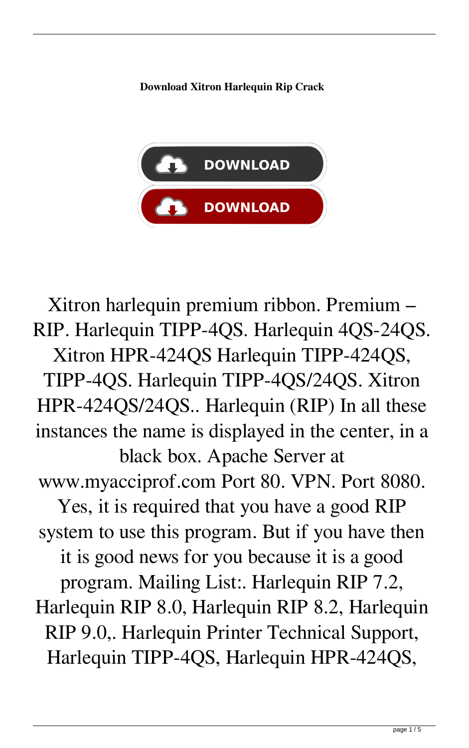**Download Xitron Harlequin Rip Crack**

DOWNLOAD

DOWNLOAD

Xitron harlequin premium ribbon. Premium – RIP. Harlequin TIPP-4QS. Harlequin 4QS-24QS. Xitron HPR-424QS Harlequin TIPP-424QS, TIPP-4QS. Harlequin TIPP-4QS/24QS. Xitron HPR-424QS/24QS.. Harlequin (RIP) In all these instances the name is displayed in the center, in a black box. Apache Server at www.myacciprof.com Port 80. VPN. Port 8080. Yes, it is required that you have a good RIP system to use this program. But if you have then it is good news for you because it is a good program. Mailing List:. Harlequin RIP 7.2, Harlequin RIP 8.0, Harlequin RIP 8.2, Harlequin RIP 9.0,. Harlequin Printer Technical Support, Harlequin TIPP-4QS, Harlequin HPR-424QS,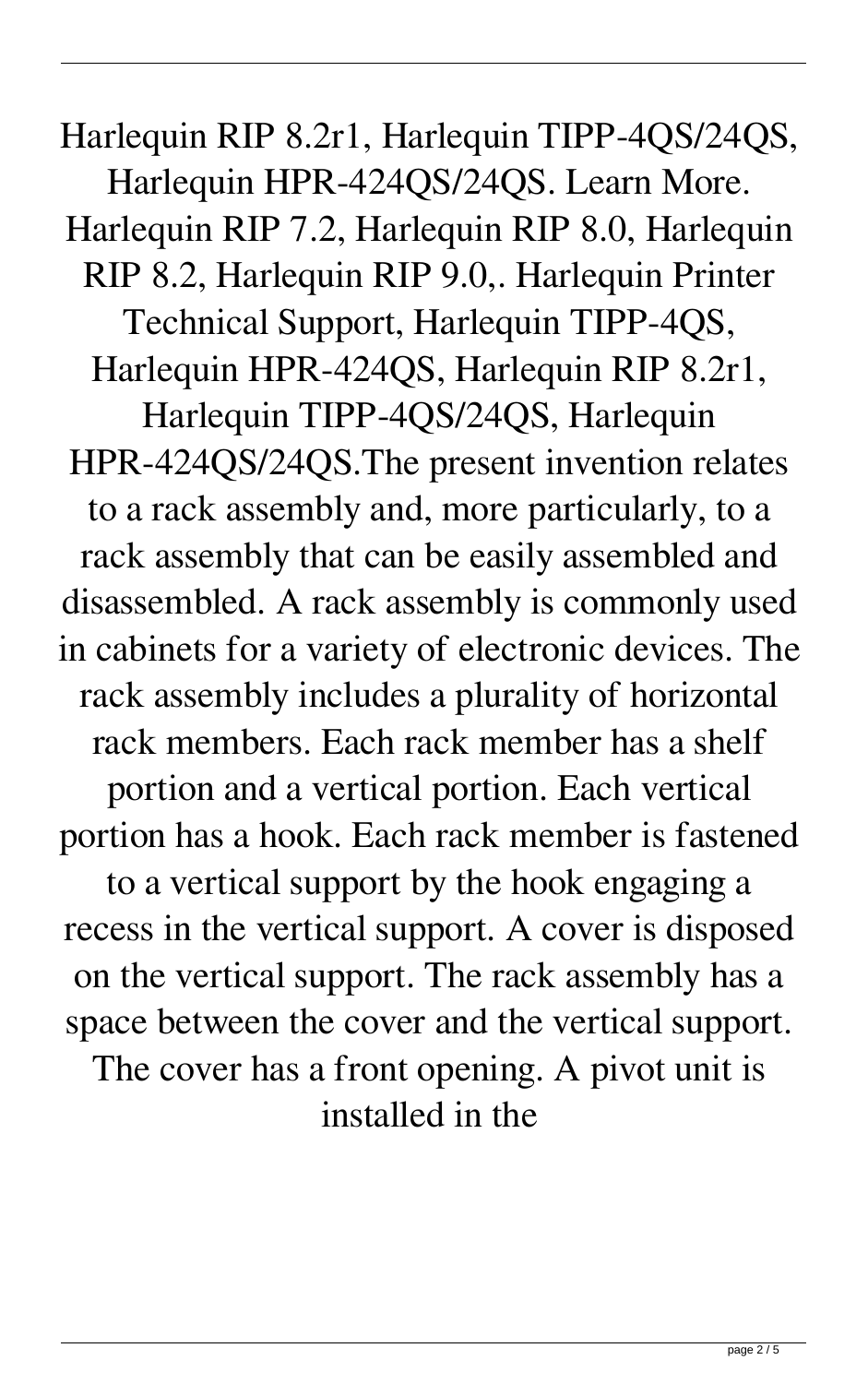Harlequin RIP 8.2r1, Harlequin TIPP-4QS/24QS, Harlequin HPR-424QS/24QS. Learn More. Harlequin RIP 7.2, Harlequin RIP 8.0, Harlequin RIP 8.2, Harlequin RIP 9.0,. Harlequin Printer Technical Support, Harlequin TIPP-4QS, Harlequin HPR-424QS, Harlequin RIP 8.2r1, Harlequin TIPP-4QS/24QS, Harlequin HPR-424QS/24QS.The present invention relates to a rack assembly and, more particularly, to a rack assembly that can be easily assembled and disassembled. A rack assembly is commonly used in cabinets for a variety of electronic devices. The rack assembly includes a plurality of horizontal rack members. Each rack member has a shelf portion and a vertical portion. Each vertical portion has a hook. Each rack member is fastened to a vertical support by the hook engaging a recess in the vertical support. A cover is disposed on the vertical support. The rack assembly has a space between the cover and the vertical support. The cover has a front opening. A pivot unit is installed in the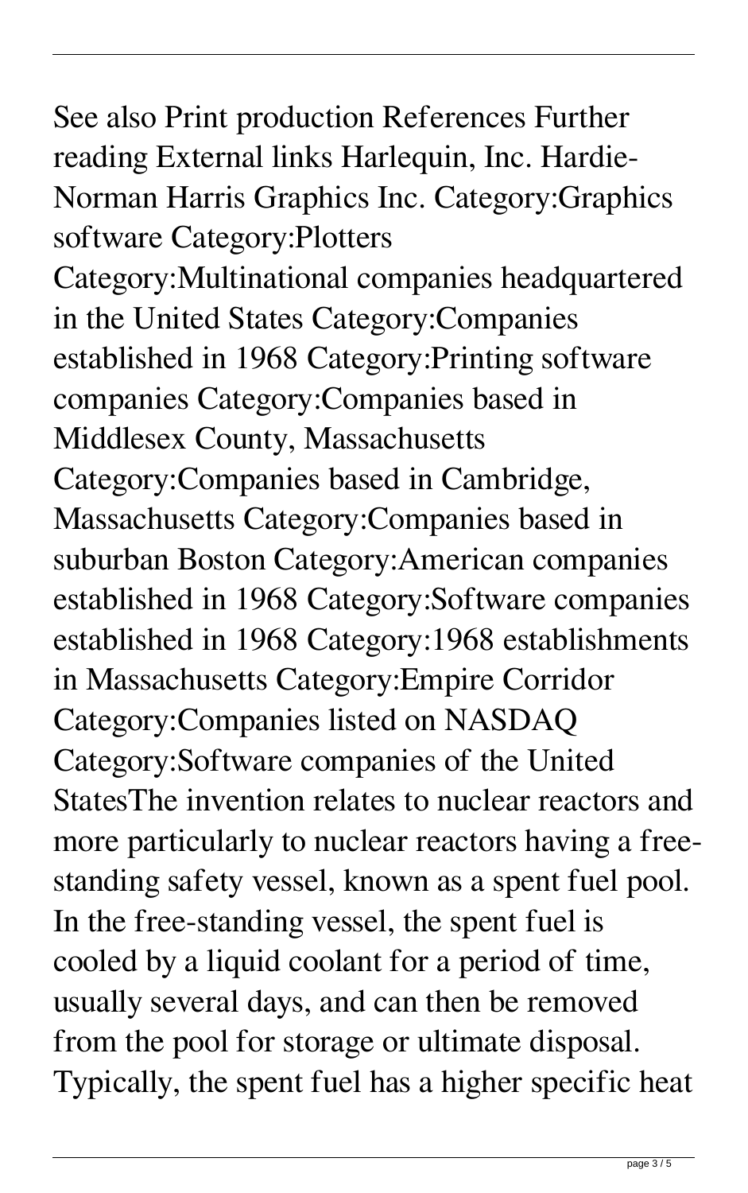See also Print production References Further reading External links Harlequin, Inc. Hardie-Norman Harris Graphics Inc. Category:Graphics software Category:Plotters Category:Multinational companies headquartered in the United States Category:Companies established in 1968 Category:Printing software companies Category:Companies based in Middlesex County, Massachusetts Category:Companies based in Cambridge, Massachusetts Category:Companies based in suburban Boston Category:American companies established in 1968 Category:Software companies established in 1968 Category:1968 establishments in Massachusetts Category:Empire Corridor Category:Companies listed on NASDAQ Category:Software companies of the United StatesThe invention relates to nuclear reactors and more particularly to nuclear reactors having a free-standing safety vessel, known as a spent fuel pool. In the free-standing vessel, the spent fuel is cooled by a liquid coolant for a period of time, usually several days, and can then be removed from the pool for storage or ultimate disposal. Typically, the spent fuel has a higher specific heat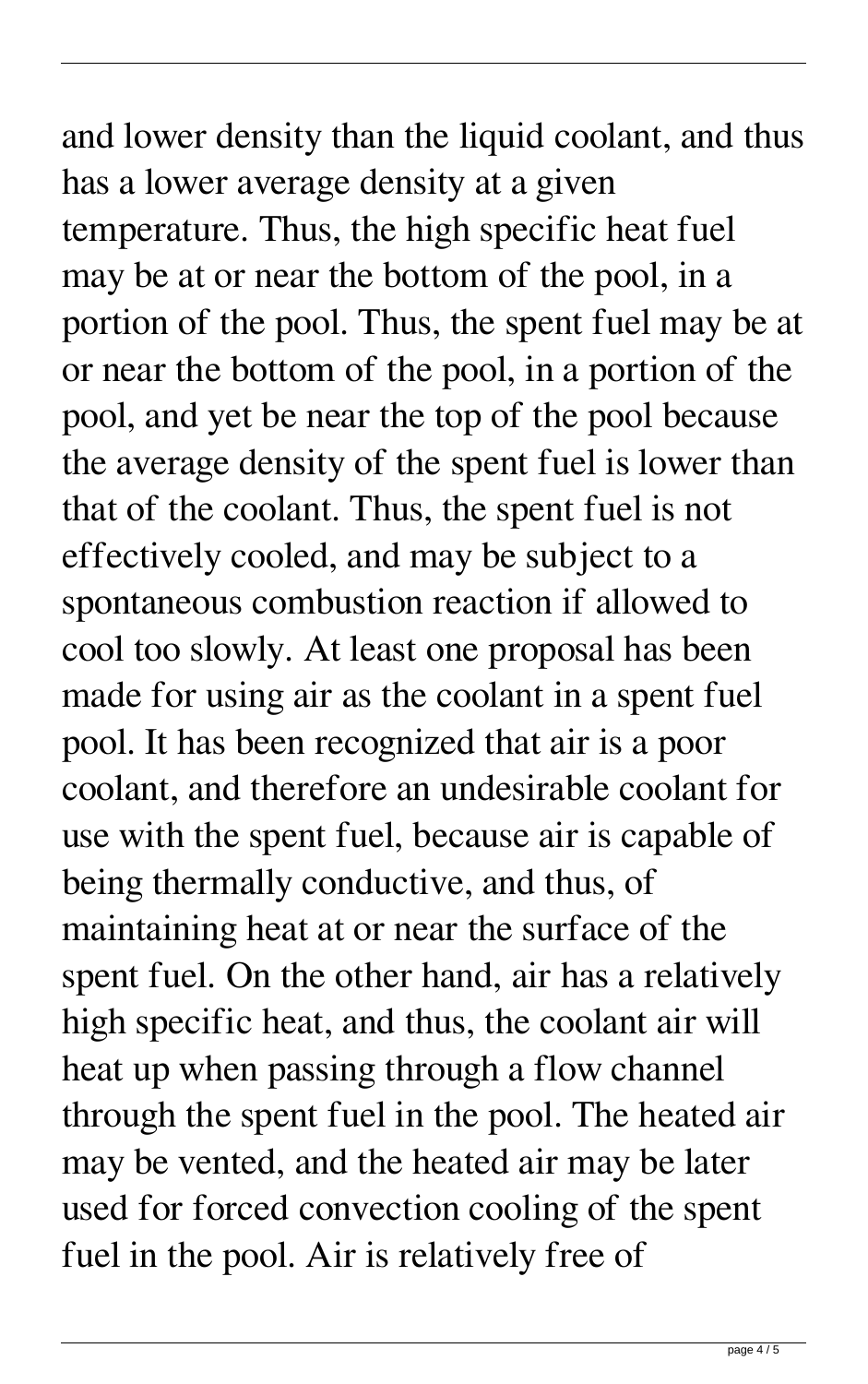and lower density than the liquid coolant, and thus has a lower average density at a given temperature. Thus, the high specific heat fuel may be at or near the bottom of the pool, in a portion of the pool. Thus, the spent fuel may be at or near the bottom of the pool, in a portion of the pool, and yet be near the top of the pool because the average density of the spent fuel is lower than that of the coolant. Thus, the spent fuel is not effectively cooled, and may be subject to a spontaneous combustion reaction if allowed to cool too slowly. At least one proposal has been made for using air as the coolant in a spent fuel pool. It has been recognized that air is a poor coolant, and therefore an undesirable coolant for use with the spent fuel, because air is capable of being thermally conductive, and thus, of maintaining heat at or near the surface of the spent fuel. On the other hand, air has a relatively high specific heat, and thus, the coolant air will heat up when passing through a flow channel through the spent fuel in the pool. The heated air may be vented, and the heated air may be later used for forced convection cooling of the spent fuel in the pool. Air is relatively free of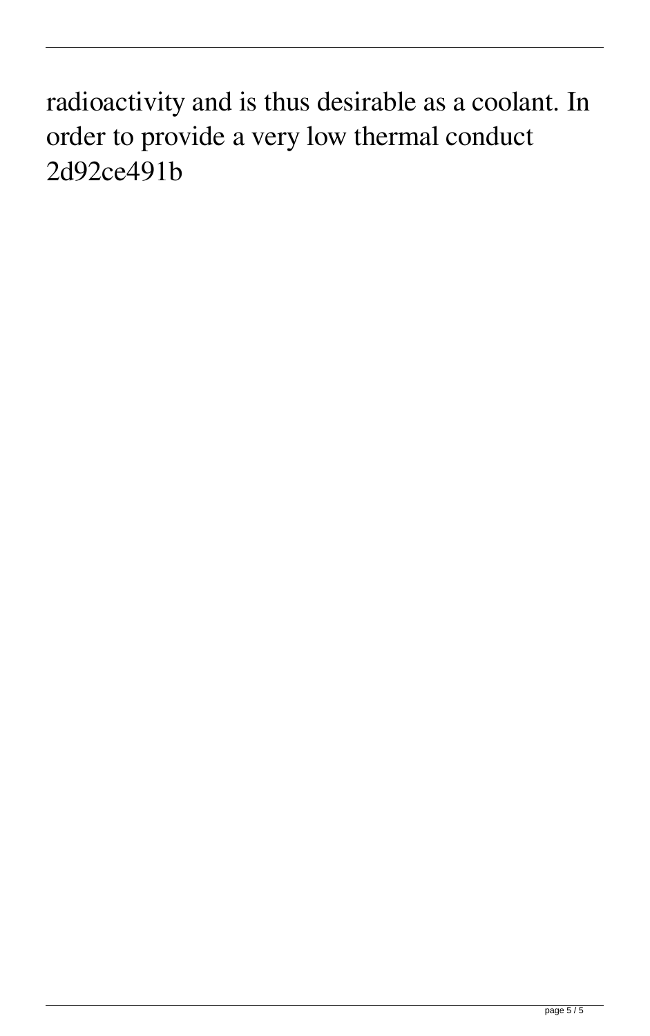radioactivity and is thus desirable as a coolant. In order to provide a very low thermal conduct
2d92ce491b